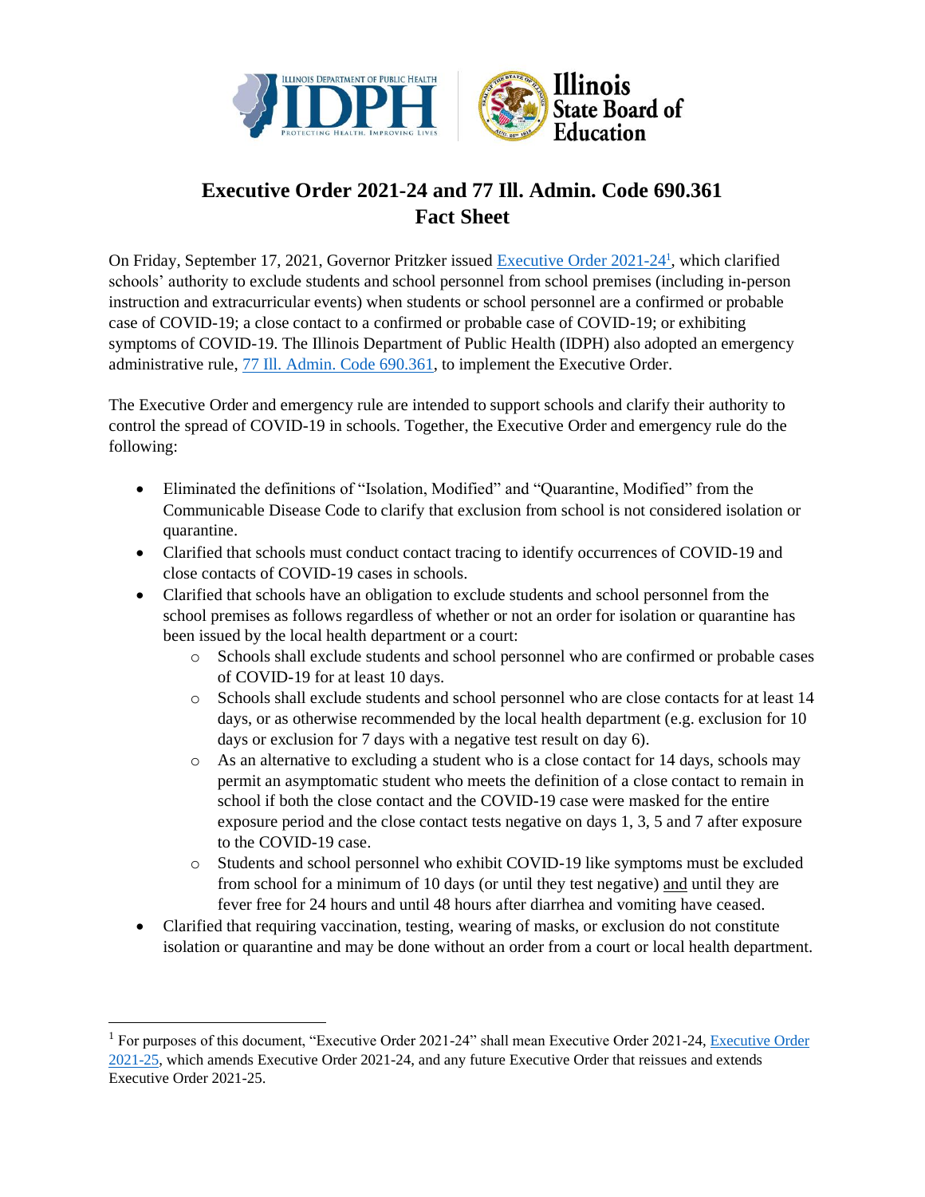# Executive Order 2021-24 and 77 Ill. Admin. Code 690.361 Fact Sheet

On Friday, September 17, 2021, Governor Pritzker issued Executive Order 2021-24[1], which clarified schools' authority to exclude students and school personnel from school premises (including in-person instruction and extracurricular events) when students or school personnel are a confirmed or probable case of COVID-19; a close contact to a confirmed or probable case of COVID-19; or exhibiting symptoms of COVID-19. The Illinois Department of Public Health (IDPH) also adopted an emergency administrative rule, 77 Ill. Admin. Code 690.361, to implement the Executive Order.

The Executive Order and emergency rule are intended to support schools and clarify their authority to control the spread of COVID-19 in schools. Together, the Executive Order and emergency rule do the following:

- Eliminated the definitions of "Isolation, Modified" and "Quarantine, Modified" from the Communicable Disease Code to clarify that exclusion from school is not considered isolation or quarantine.
- Clarified that schools must conduct contact tracing to identify occurrences of COVID-19 and close contacts of COVID-19 cases in schools.
- Clarified that schools have an obligation to exclude students and school personnel from the school premises as follows regardless of whether or not an order for isolation or quarantine has been issued by the local health department or a court:
  - Schools shall exclude students and school personnel who are confirmed or probable cases of COVID-19 for at least 10 days.
  - Schools shall exclude students and school personnel who are close contacts for at least 14 days, or as otherwise recommended by the local health department (e.g. exclusion for 10 days or exclusion for 7 days with a negative test result on day 6).
  - As an alternative to excluding a student who is a close contact for 14 days, schools may permit an asymptomatic student who meets the definition of a close contact to remain in school if both the close contact and the COVID-19 case were masked for the entire exposure period and the close contact tests negative on days 1, 3, 5 and 7 after exposure to the COVID-19 case.
  - Students and school personnel who exhibit COVID-19 like symptoms must be excluded from school for a minimum of 10 days (or until they test negative) and until they are fever free for 24 hours and until 48 hours after diarrhea and vomiting have ceased.
- Clarified that requiring vaccination, testing, wearing of masks, or exclusion do not constitute isolation or quarantine and may be done without an order from a court or local health department.

---

[1] For purposes of this document, "Executive Order 2021-24" shall mean Executive Order 2021-24, Executive Order 2021-25, which amends Executive Order 2021-24, and any future Executive Order that reissues and extends Executive Order 2021-25.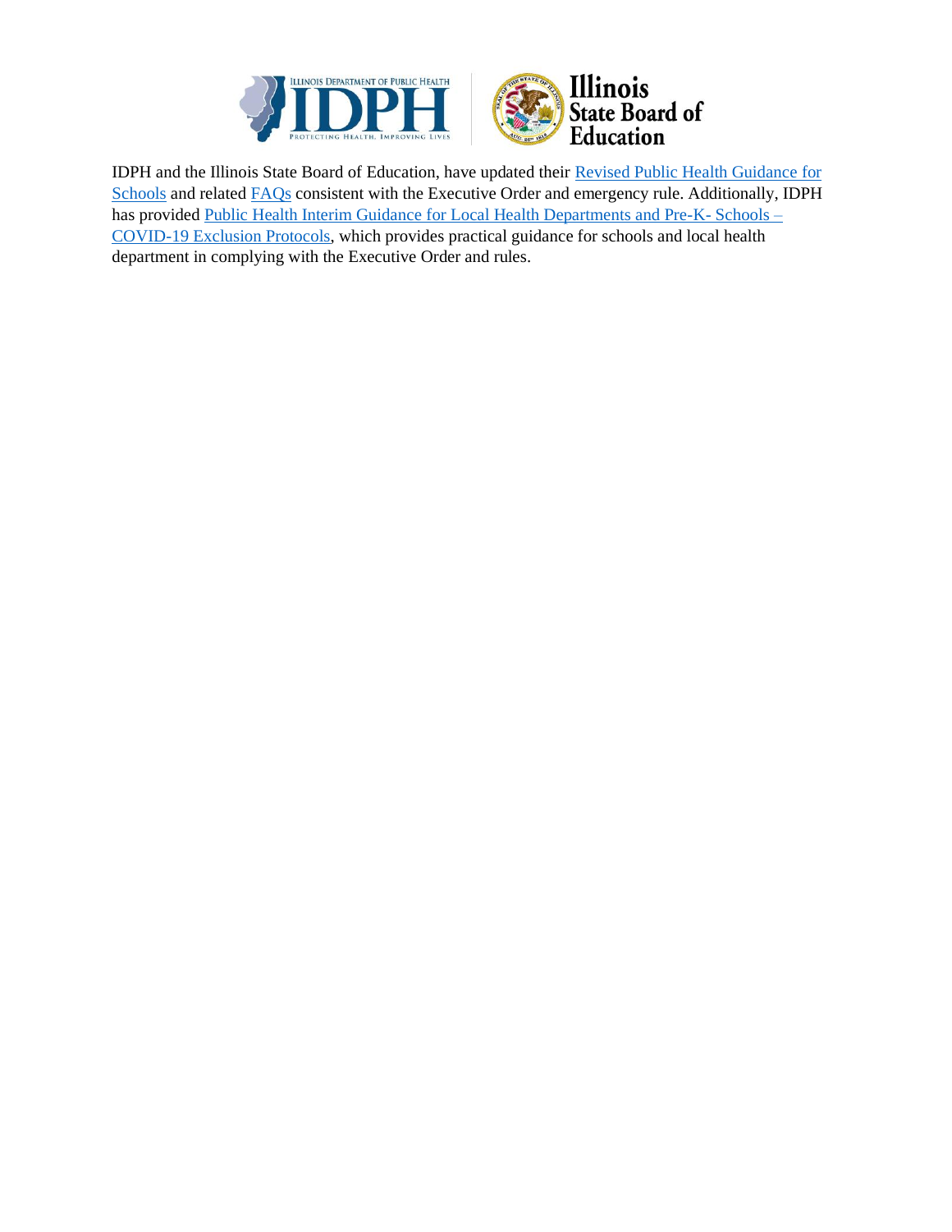IDPH and the Illinois State Board of Education, have updated their Revised Public Health Guidance for Schools and related FAQs consistent with the Executive Order and emergency rule. Additionally, IDPH has provided Public Health Interim Guidance for Local Health Departments and Pre-K- Schools – COVID-19 Exclusion Protocols, which provides practical guidance for schools and local health department in complying with the Executive Order and rules.